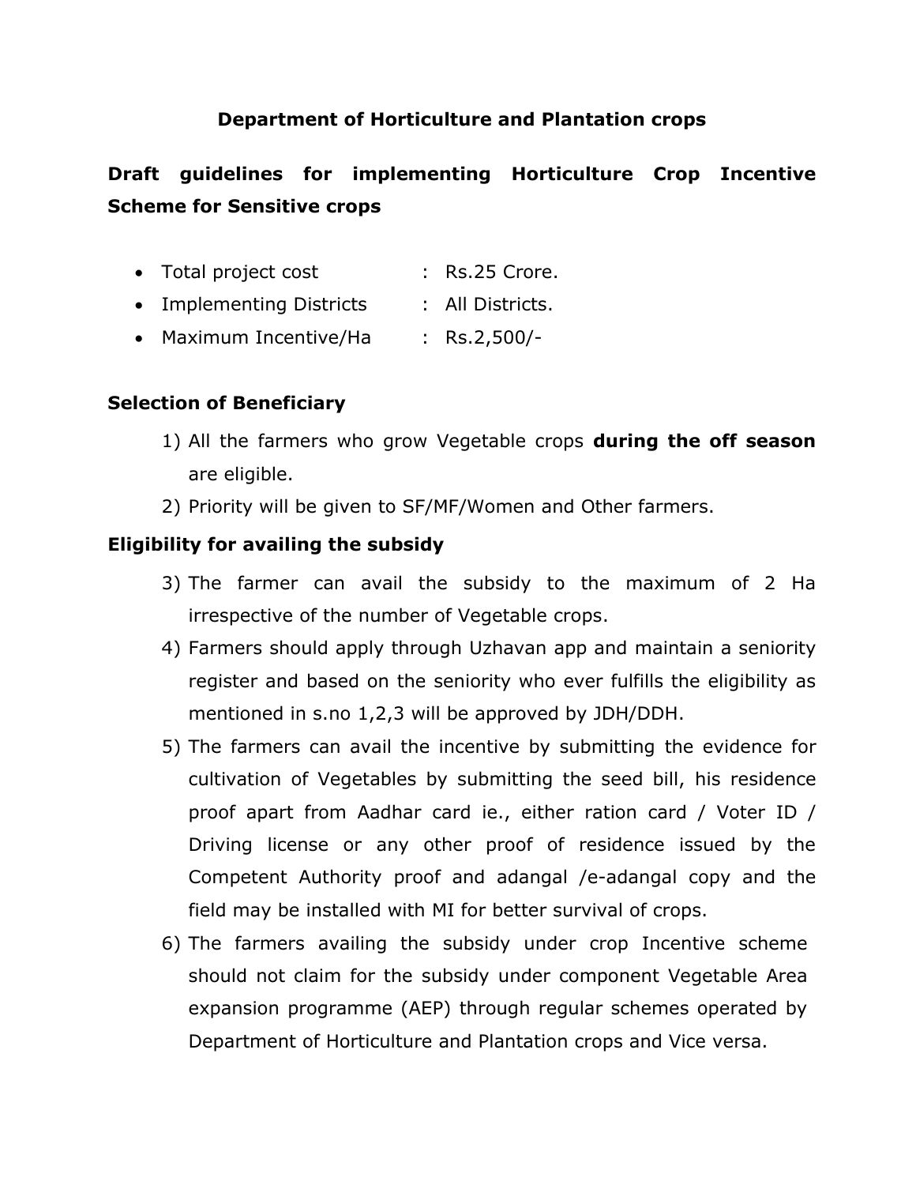# Department of Horticulture and Plantation crops

## Draft guidelines for implementing Horticulture Crop Incentive Scheme for Sensitive crops

- Total project cost : Rs.25 Crore.
- Implementing Districts : All Districts.
- Maximum Incentive/Ha : Rs.2,500/-

### Selection of Beneficiary

1) All the farmers who grow Vegetable crops **during the off season** are eligible.
2) Priority will be given to SF/MF/Women and Other farmers.

### Eligibility for availing the subsidy

3) The farmer can avail the subsidy to the maximum of 2 Ha irrespective of the number of Vegetable crops.
4) Farmers should apply through Uzhavan app and maintain a seniority register and based on the seniority who ever fulfills the eligibility as mentioned in s.no 1,2,3 will be approved by JDH/DDH.
5) The farmers can avail the incentive by submitting the evidence for cultivation of Vegetables by submitting the seed bill, his residence proof apart from Aadhar card ie., either ration card / Voter ID / Driving license or any other proof of residence issued by the Competent Authority proof and adangal /e-adangal copy and the field may be installed with MI for better survival of crops.
6) The farmers availing the subsidy under crop Incentive scheme should not claim for the subsidy under component Vegetable Area expansion programme (AEP) through regular schemes operated by Department of Horticulture and Plantation crops and Vice versa.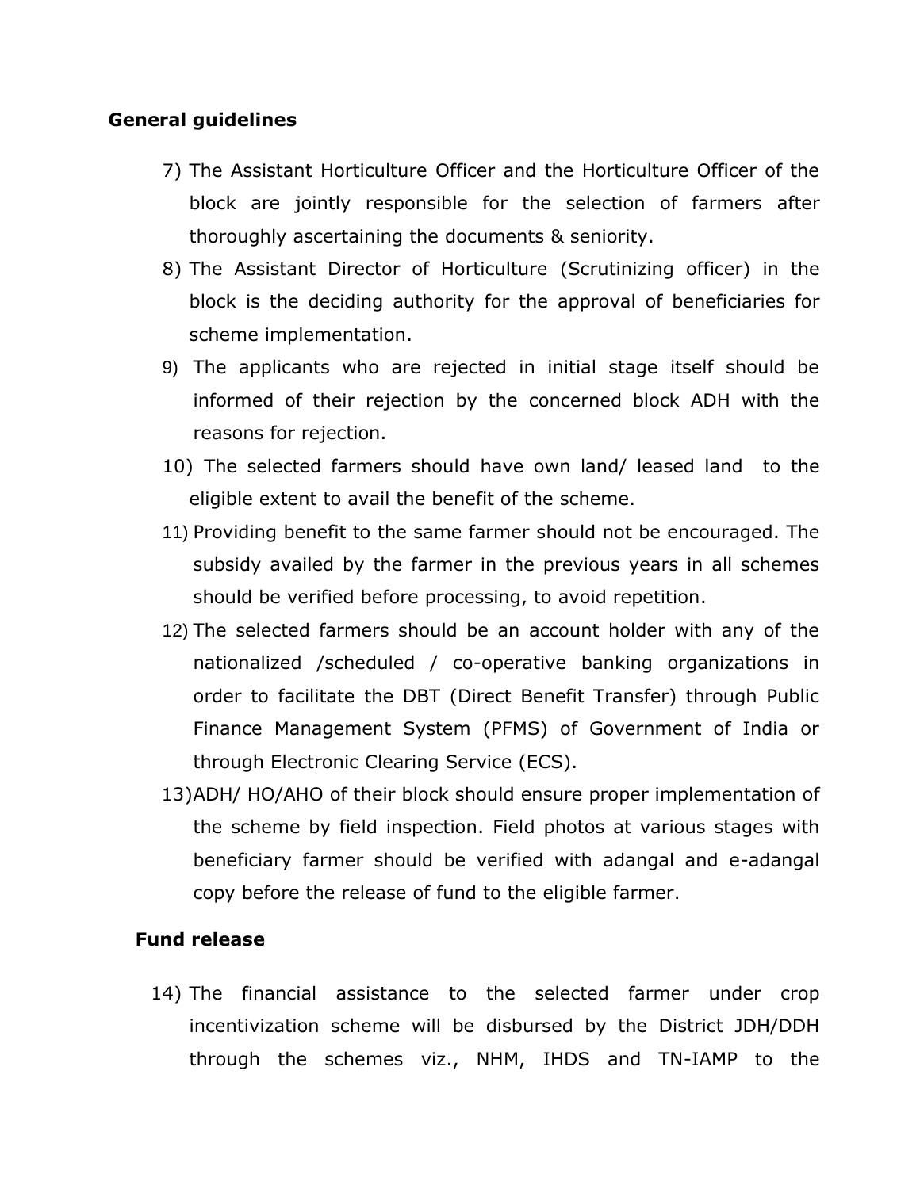**General guidelines**

7) The Assistant Horticulture Officer and the Horticulture Officer of the block are jointly responsible for the selection of farmers after thoroughly ascertaining the documents & seniority.
8) The Assistant Director of Horticulture (Scrutinizing officer) in the block is the deciding authority for the approval of beneficiaries for scheme implementation.
9) The applicants who are rejected in initial stage itself should be informed of their rejection by the concerned block ADH with the reasons for rejection.
10) The selected farmers should have own land/ leased land to the eligible extent to avail the benefit of the scheme.
11) Providing benefit to the same farmer should not be encouraged. The subsidy availed by the farmer in the previous years in all schemes should be verified before processing, to avoid repetition.
12) The selected farmers should be an account holder with any of the nationalized /scheduled / co-operative banking organizations in order to facilitate the DBT (Direct Benefit Transfer) through Public Finance Management System (PFMS) of Government of India or through Electronic Clearing Service (ECS).
13) ADH/ HO/AHO of their block should ensure proper implementation of the scheme by field inspection. Field photos at various stages with beneficiary farmer should be verified with adangal and e-adangal copy before the release of fund to the eligible farmer.

**Fund release**

14) The financial assistance to the selected farmer under crop incentivization scheme will be disbursed by the District JDH/DDH through the schemes viz., NHM, IHDS and TN-IAMP to the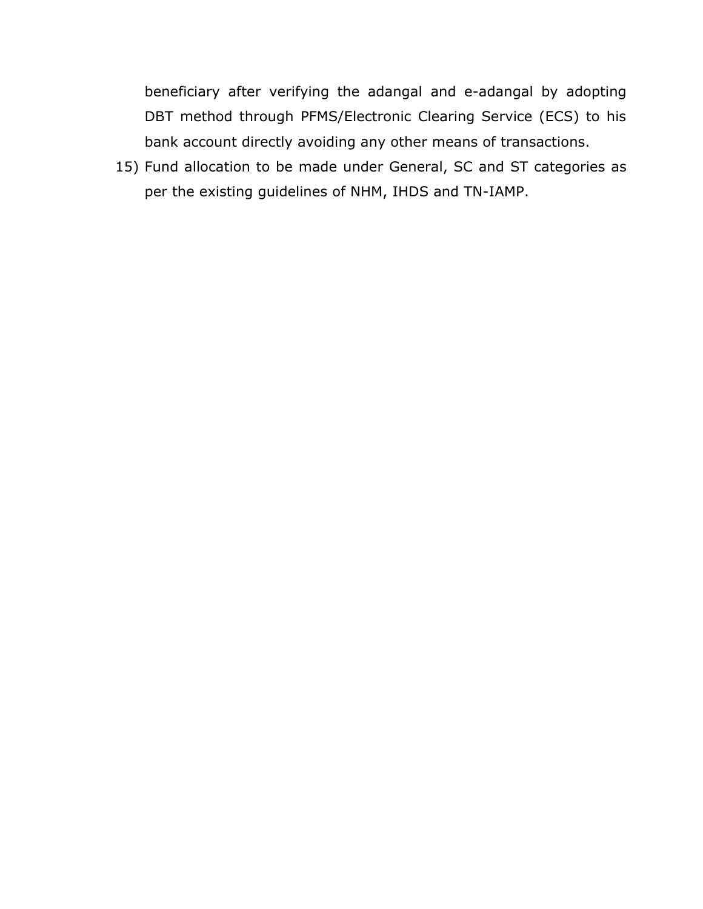beneficiary after verifying the adangal and e-adangal by adopting DBT method through PFMS/Electronic Clearing Service (ECS) to his bank account directly avoiding any other means of transactions.

15) Fund allocation to be made under General, SC and ST categories as per the existing guidelines of NHM, IHDS and TN-IAMP.